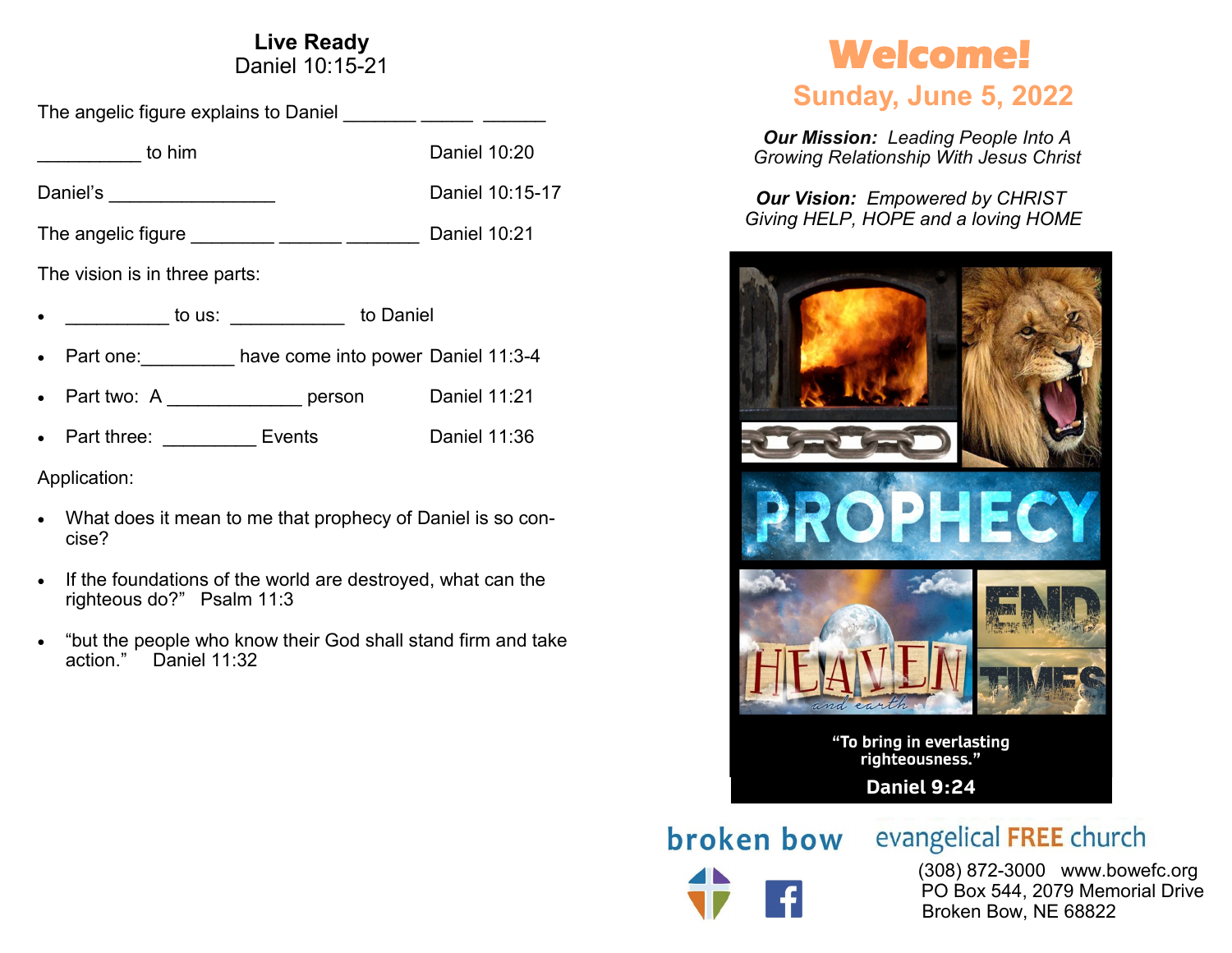## Live Ready
Daniel 10:15-21

The angelic figure explains to Daniel _______ _____ ______

__________ to him Daniel 10:20

Daniel's ________________ Daniel 10:15-17

The angelic figure ________ ______ _______ Daniel 10:21

The vision is in three parts:

- __________ to us: ___________ to Daniel
- Part one:_________ have come into power Daniel 11:3-4
- Part two: A _____________ person Daniel 11:21
- Part three: _________ Events Daniel 11:36

Application:

- What does it mean to me that prophecy of Daniel is so concise?
- If the foundations of the world are destroyed, what can the righteous do?" Psalm 11:3
- "but the people who know their God shall stand firm and take action." Daniel 11:32

# Welcome!

## Sunday, June 5, 2022

***Our Mission:*** *Leading People Into A Growing Relationship With Jesus Christ*

***Our Vision:*** *Empowered by CHRIST Giving HELP, HOPE and a loving HOME*

PROPHECY

HEAVEN and earth

END TIMES

"To bring in everlasting righteousness."

Daniel 9:24

broken bow evangelical FREE church

(308) 872-3000 www.bowefc.org
PO Box 544, 2079 Memorial Drive
Broken Bow, NE 68822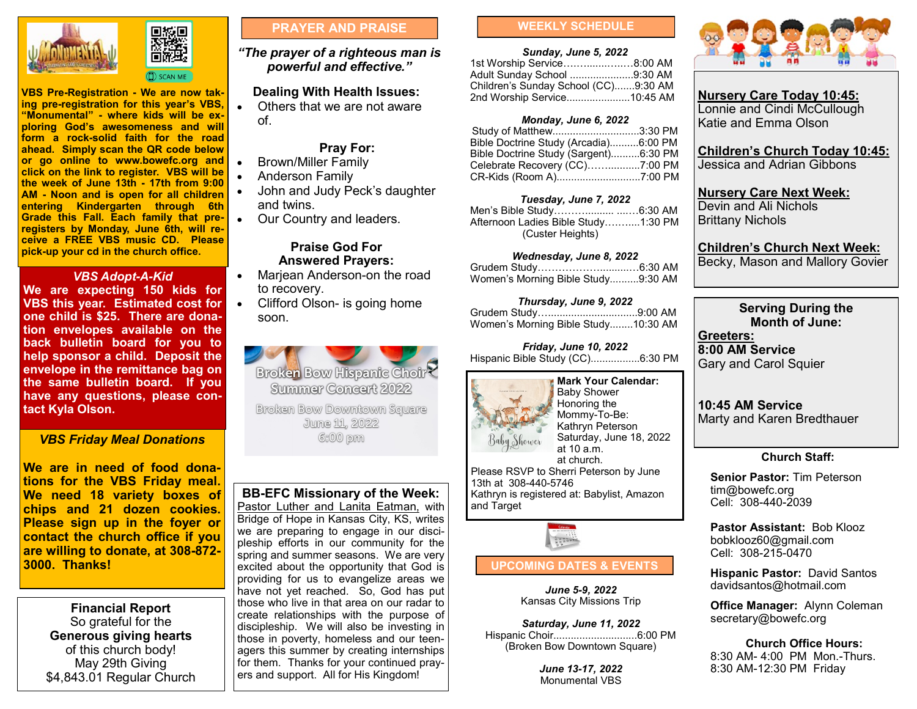VBS Pre-Registration - We are now taking pre-registration for this year's VBS, "Monumental" - where kids will be exploring God's awesomeness and will form a rock-solid faith for the road ahead. Simply scan the QR code below or go online to www.bowefc.org and click on the link to register. VBS will be the week of June 13th - 17th from 9:00 AM - Noon and is open for all children entering Kindergarten through 6th Grade this Fall. Each family that pre-registers by Monday, June 6th, will receive a FREE VBS music CD. Please pick-up your cd in the church office.

SCAN ME

### *VBS Adopt-A-Kid*

**We are expecting 150 kids for VBS this year. Estimated cost for one child is $25. There are donation envelopes available on the back bulletin board for you to help sponsor a child. Deposit the envelope in the remittance bag on the same bulletin board. If you have any questions, please contact Kyla Olson.**

### *VBS Friday Meal Donations*

**We are in need of food donations for the VBS Friday meal. We need 18 variety boxes of chips and 21 dozen cookies. Please sign up in the foyer or contact the church office if you are willing to donate, at 308-872-3000. Thanks!**

**Financial Report**
So grateful for the
**Generous giving hearts**
of this church body!
May 29th Giving
$4,843.01 Regular Church

## PRAYER AND PRAISE

***"The prayer of a righteous man is powerful and effective."***

**Dealing With Health Issues:**

- Others that we are not aware of.

**Pray For:**

- Brown/Miller Family
- Anderson Family
- John and Judy Peck's daughter and twins.
- Our Country and leaders.

**Praise God For Answered Prayers:**

- Marjean Anderson-on the road to recovery.
- Clifford Olson- is going home soon.

Broken Bow Hispanic Choir Summer Concert 2022
Broken Bow Downtown Square
June 11, 2022
6:00 pm

**BB-EFC Missionary of the Week:**
Pastor Luther and Lanita Eatman, with Bridge of Hope in Kansas City, KS, writes we are preparing to engage in our discipleship efforts in our community for the spring and summer seasons. We are very excited about the opportunity that God is providing for us to evangelize areas we have not yet reached. So, God has put those who live in that area on our radar to create relationships with the purpose of discipleship. We will also be investing in those in poverty, homeless and our teenagers this summer by creating internships for them. Thanks for your continued prayers and support. All for His Kingdom!

## WEEKLY SCHEDULE

***Sunday, June 5, 2022***
1st Worship Service……….......…….8:00 AM
Adult Sunday School ......................9:30 AM
Children's Sunday School (CC).......9:30 AM
2nd Worship Service......................10:45 AM

***Monday, June 6, 2022***
Study of Matthew.............................3:30 PM
Bible Doctrine Study (Arcadia)..........6:00 PM
Bible Doctrine Study (Sargent)..........6:30 PM
Celebrate Recovery (CC)……...........7:00 PM
CR-Kids (Room A).............................7:00 PM

***Tuesday, June 7, 2022***
Men's Bible Study……….......... .......6:30 AM
Afternoon Ladies Bible Study………..1:30 PM
(Custer Heights)

***Wednesday, June 8, 2022***
Grudem Study……………….............6:30 AM
Women's Morning Bible Study..........9:30 AM

***Thursday, June 9, 2022***
Grudem Study…..............................9:00 AM
Women's Morning Bible Study........10:30 AM

***Friday, June 10, 2022***
Hispanic Bible Study (CC)................6:30 PM

**Mark Your Calendar:**
Baby Shower Honoring the Mommy-To-Be: Kathryn Peterson
Saturday, June 18, 2022 at 10 a.m. at church.
Please RSVP to Sherri Peterson by June 13th at 308-440-5746
Kathryn is registered at: Babylist, Amazon and Target

## UPCOMING DATES & EVENTS

***June 5-9, 2022***
Kansas City Missions Trip

***Saturday, June 11, 2022***
Hispanic Choir............................6:00 PM
(Broken Bow Downtown Square)

***June 13-17, 2022***
Monumental VBS

**Nursery Care Today 10:45:**
Lonnie and Cindi McCullough
Katie and Emma Olson

**Children's Church Today 10:45:**
Jessica and Adrian Gibbons

**Nursery Care Next Week:**
Devin and Ali Nichols
Brittany Nichols

**Children's Church Next Week:**
Becky, Mason and Mallory Govier

**Serving During the Month of June:**

**Greeters:**
**8:00 AM Service**
Gary and Carol Squier

**10:45 AM Service**
Marty and Karen Bredthauer

**Church Staff:**

**Senior Pastor:** Tim Peterson
tim@bowefc.org
Cell: 308-440-2039

**Pastor Assistant:** Bob Klooz
bobklooz60@gmail.com
Cell: 308-215-0470

**Hispanic Pastor:** David Santos
davidsantos@hotmail.com

**Office Manager:** Alynn Coleman
secretary@bowefc.org

**Church Office Hours:**
8:30 AM- 4:00 PM Mon.-Thurs.
8:30 AM-12:30 PM Friday